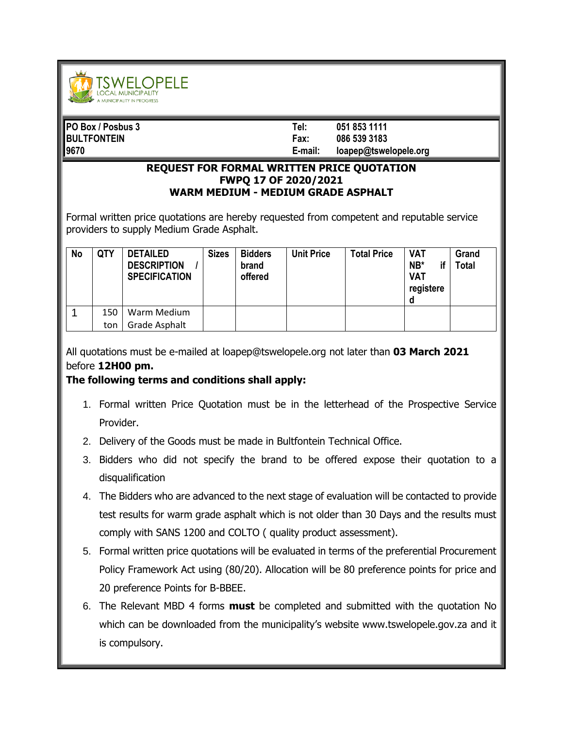TSWELOPELE
LOCAL MUNICIPALITY
A MUNICIPALITY IN PROGRESS

| | | |
|---|---|---|
| **PO Box / Posbus 3** | **Tel:** | **051 853 1111** |
| **BULTFONTEIN** | **Fax:** | **086 539 3183** |
| **9670** | **E-mail:** | **loapep@tswelopele.org** |

## REQUEST FOR FORMAL WRITTEN PRICE QUOTATION
## FWPQ 17 OF 2020/2021
## WARM MEDIUM - MEDIUM GRADE ASPHALT

Formal written price quotations are hereby requested from competent and reputable service providers to supply Medium Grade Asphalt.

| No | QTY | DETAILED DESCRIPTION / SPECIFICATION | Sizes | Bidders brand offered | Unit Price | Total Price | VAT NB* if VAT registered | Grand Total |
|---|---|---|---|---|---|---|---|---|
| 1 | 150 ton | Warm Medium Grade Asphalt | | | | | | |

All quotations must be e-mailed at loapep@tswelopele.org not later than **03 March 2021** before **12H00 pm.**

**The following terms and conditions shall apply:**

1. Formal written Price Quotation must be in the letterhead of the Prospective Service Provider.
2. Delivery of the Goods must be made in Bultfontein Technical Office.
3. Bidders who did not specify the brand to be offered expose their quotation to a disqualification
4. The Bidders who are advanced to the next stage of evaluation will be contacted to provide test results for warm grade asphalt which is not older than 30 Days and the results must comply with SANS 1200 and COLTO ( quality product assessment).
5. Formal written price quotations will be evaluated in terms of the preferential Procurement Policy Framework Act using (80/20). Allocation will be 80 preference points for price and 20 preference Points for B-BBEE.
6. The Relevant MBD 4 forms **must** be completed and submitted with the quotation No which can be downloaded from the municipality's website www.tswelopele.gov.za and it is compulsory.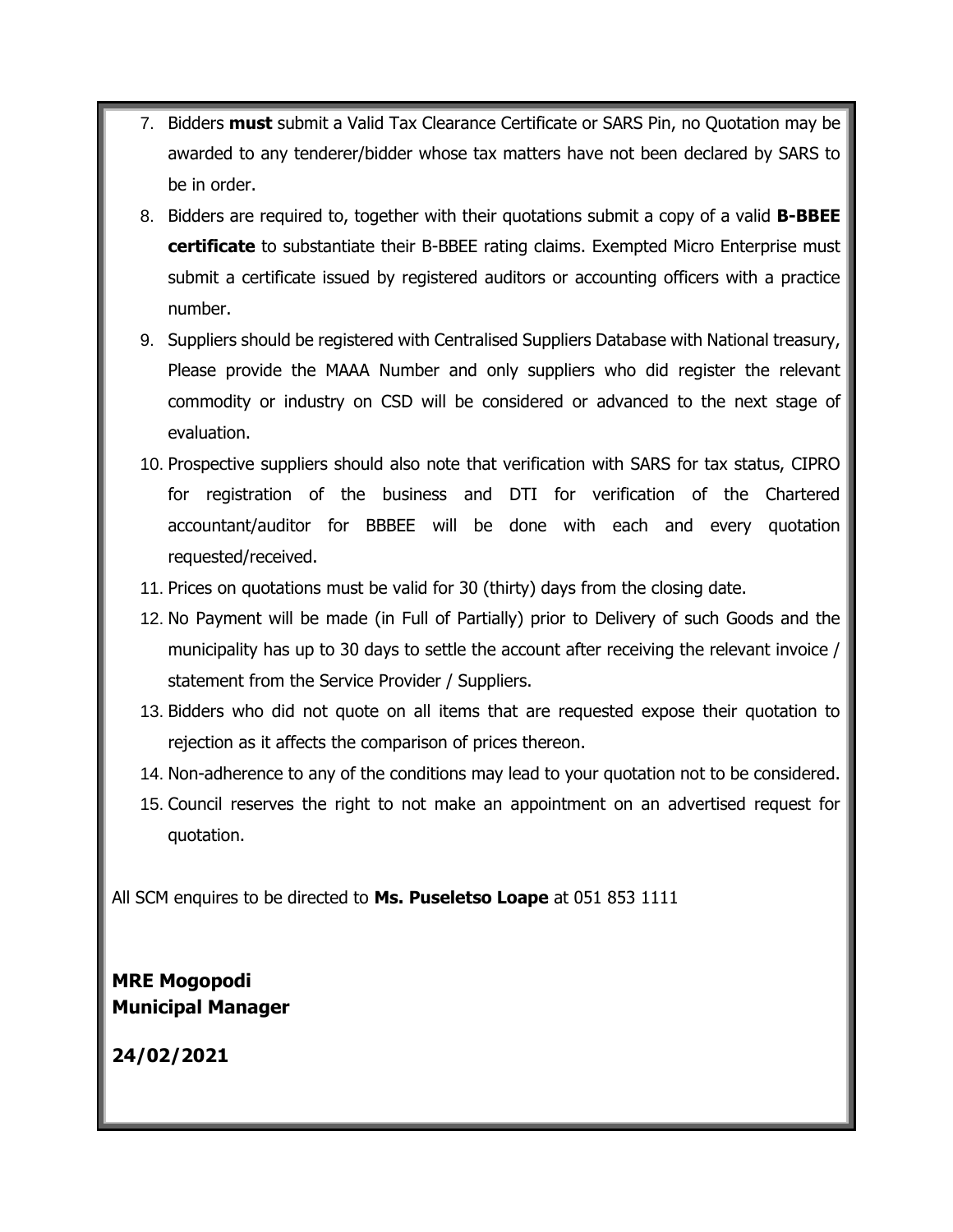7. Bidders **must** submit a Valid Tax Clearance Certificate or SARS Pin, no Quotation may be awarded to any tenderer/bidder whose tax matters have not been declared by SARS to be in order.
8. Bidders are required to, together with their quotations submit a copy of a valid **B-BBEE certificate** to substantiate their B-BBEE rating claims. Exempted Micro Enterprise must submit a certificate issued by registered auditors or accounting officers with a practice number.
9. Suppliers should be registered with Centralised Suppliers Database with National treasury, Please provide the MAAA Number and only suppliers who did register the relevant commodity or industry on CSD will be considered or advanced to the next stage of evaluation.
10. Prospective suppliers should also note that verification with SARS for tax status, CIPRO for registration of the business and DTI for verification of the Chartered accountant/auditor for BBBEE will be done with each and every quotation requested/received.
11. Prices on quotations must be valid for 30 (thirty) days from the closing date.
12. No Payment will be made (in Full of Partially) prior to Delivery of such Goods and the municipality has up to 30 days to settle the account after receiving the relevant invoice / statement from the Service Provider / Suppliers.
13. Bidders who did not quote on all items that are requested expose their quotation to rejection as it affects the comparison of prices thereon.
14. Non-adherence to any of the conditions may lead to your quotation not to be considered.
15. Council reserves the right to not make an appointment on an advertised request for quotation.

All SCM enquires to be directed to **Ms. Puseletso Loape** at 051 853 1111

**MRE Mogopodi**
**Municipal Manager**

**24/02/2021**